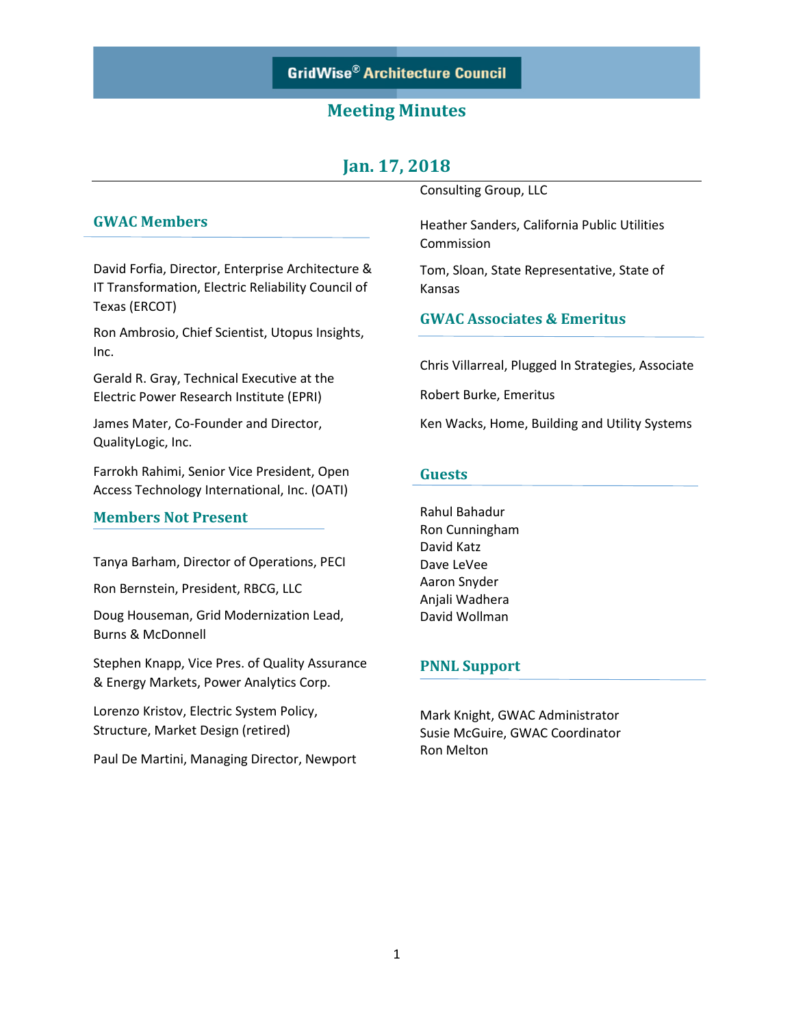GridWise® Architecture Council

# Meeting Minutes

## Jan. 17, 2018

### GWAC Members

David Forfia, Director, Enterprise Architecture & IT Transformation, Electric Reliability Council of Texas (ERCOT)

Ron Ambrosio, Chief Scientist, Utopus Insights, Inc.

Gerald R. Gray, Technical Executive at the Electric Power Research Institute (EPRI)

James Mater, Co-Founder and Director, QualityLogic, Inc.

Farrokh Rahimi, Senior Vice President, Open Access Technology International, Inc. (OATI)

### Members Not Present

Tanya Barham, Director of Operations, PECI

Ron Bernstein, President, RBCG, LLC

Doug Houseman, Grid Modernization Lead, Burns & McDonnell

Stephen Knapp, Vice Pres. of Quality Assurance & Energy Markets, Power Analytics Corp.

Lorenzo Kristov, Electric System Policy, Structure, Market Design (retired)

Paul De Martini, Managing Director, Newport Consulting Group, LLC

Heather Sanders, California Public Utilities Commission

Tom, Sloan, State Representative, State of Kansas

### GWAC Associates & Emeritus

Chris Villarreal, Plugged In Strategies, Associate

Robert Burke, Emeritus

Ken Wacks, Home, Building and Utility Systems

### Guests

Rahul Bahadur
Ron Cunningham
David Katz
Dave LeVee
Aaron Snyder
Anjali Wadhera
David Wollman

### PNNL Support

Mark Knight, GWAC Administrator
Susie McGuire, GWAC Coordinator
Ron Melton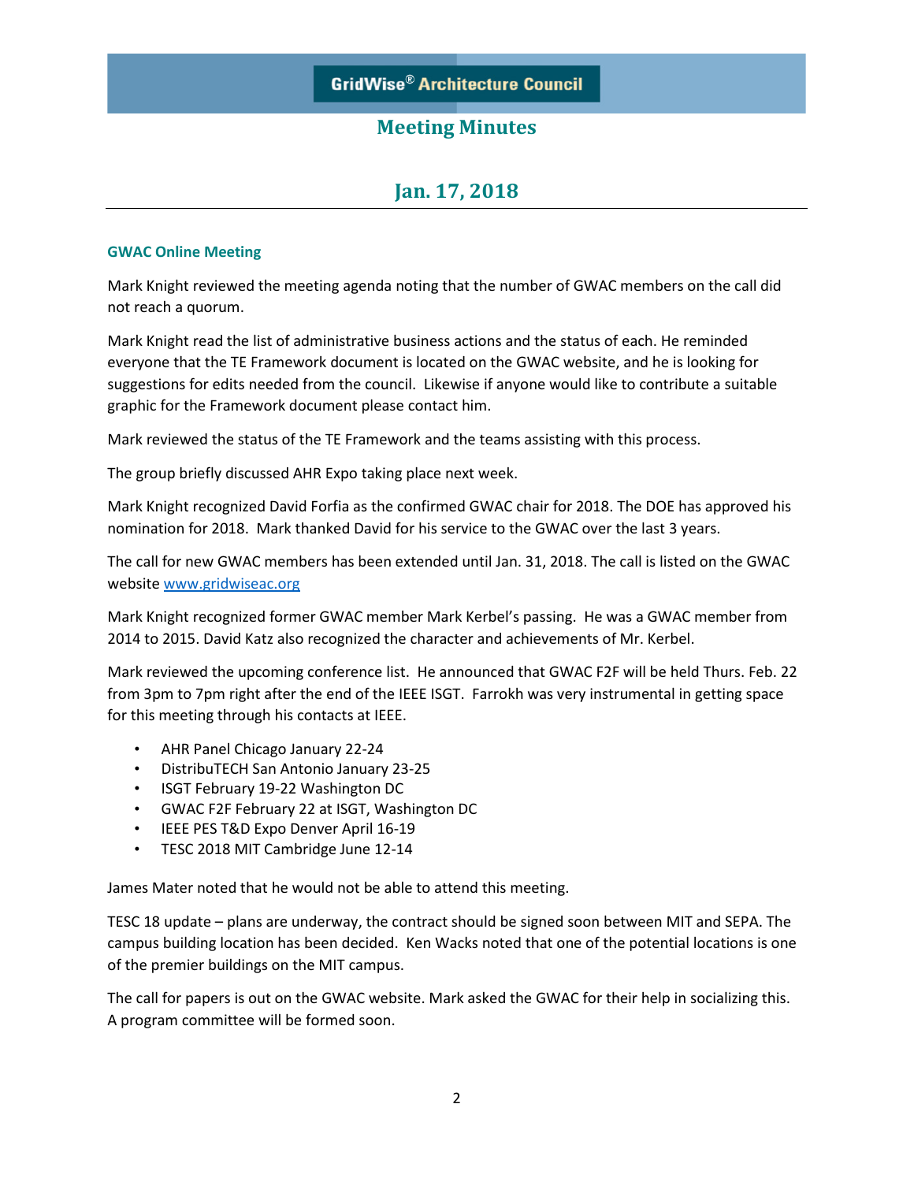# GridWise® Architecture Council

## Meeting Minutes

## Jan. 17, 2018

### GWAC Online Meeting

Mark Knight reviewed the meeting agenda noting that the number of GWAC members on the call did not reach a quorum.

Mark Knight read the list of administrative business actions and the status of each. He reminded everyone that the TE Framework document is located on the GWAC website, and he is looking for suggestions for edits needed from the council. Likewise if anyone would like to contribute a suitable graphic for the Framework document please contact him.

Mark reviewed the status of the TE Framework and the teams assisting with this process.

The group briefly discussed AHR Expo taking place next week.

Mark Knight recognized David Forfia as the confirmed GWAC chair for 2018. The DOE has approved his nomination for 2018. Mark thanked David for his service to the GWAC over the last 3 years.

The call for new GWAC members has been extended until Jan. 31, 2018. The call is listed on the GWAC website [www.gridwiseac.org](http://www.gridwiseac.org)

Mark Knight recognized former GWAC member Mark Kerbel's passing. He was a GWAC member from 2014 to 2015. David Katz also recognized the character and achievements of Mr. Kerbel.

Mark reviewed the upcoming conference list. He announced that GWAC F2F will be held Thurs. Feb. 22 from 3pm to 7pm right after the end of the IEEE ISGT. Farrokh was very instrumental in getting space for this meeting through his contacts at IEEE.

- AHR Panel Chicago January 22-24
- DistribuTECH San Antonio January 23-25
- ISGT February 19-22 Washington DC
- GWAC F2F February 22 at ISGT, Washington DC
- IEEE PES T&D Expo Denver April 16-19
- TESC 2018 MIT Cambridge June 12-14

James Mater noted that he would not be able to attend this meeting.

TESC 18 update – plans are underway, the contract should be signed soon between MIT and SEPA. The campus building location has been decided. Ken Wacks noted that one of the potential locations is one of the premier buildings on the MIT campus.

The call for papers is out on the GWAC website. Mark asked the GWAC for their help in socializing this. A program committee will be formed soon.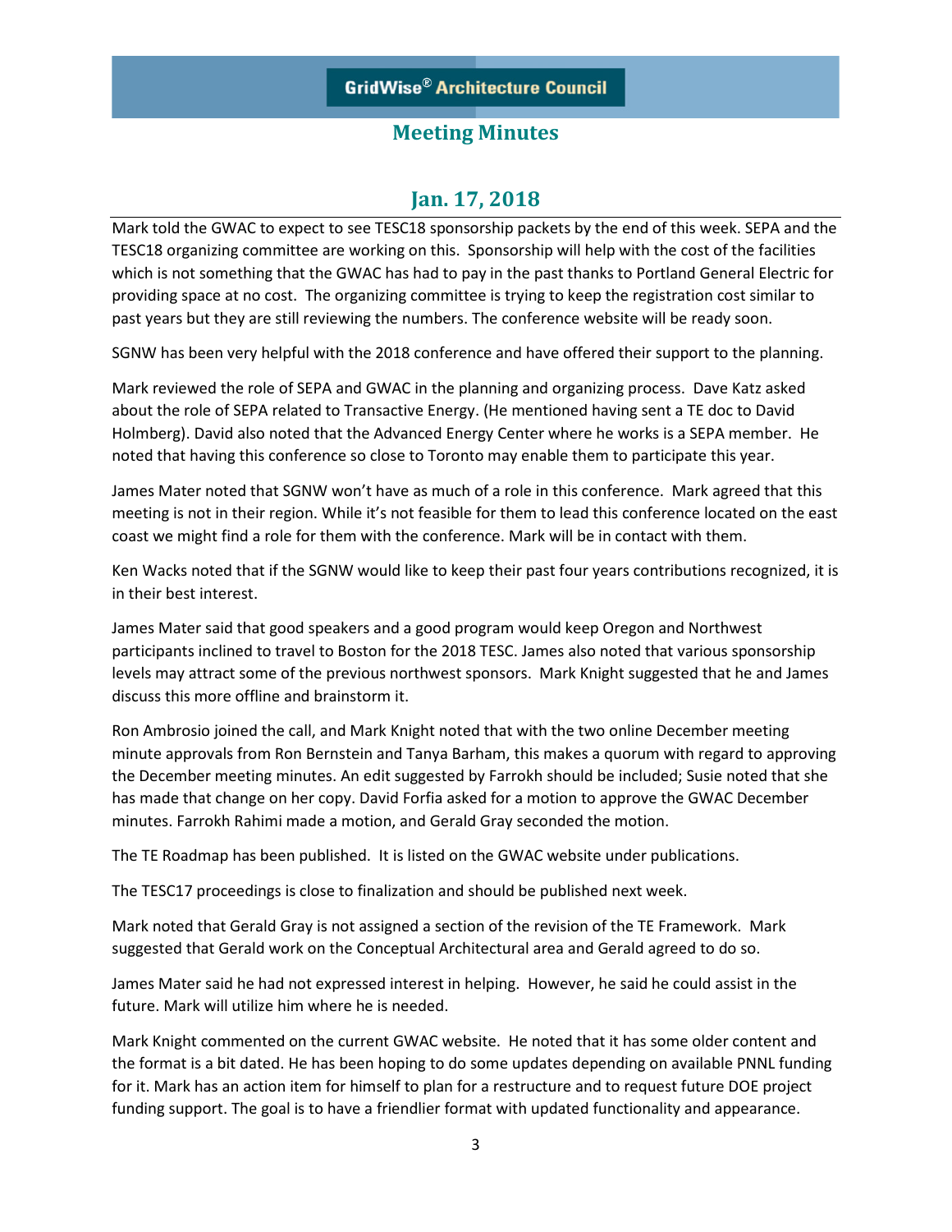GridWise® Architecture Council

## Meeting Minutes

## Jan. 17, 2018

Mark told the GWAC to expect to see TESC18 sponsorship packets by the end of this week. SEPA and the TESC18 organizing committee are working on this. Sponsorship will help with the cost of the facilities which is not something that the GWAC has had to pay in the past thanks to Portland General Electric for providing space at no cost. The organizing committee is trying to keep the registration cost similar to past years but they are still reviewing the numbers. The conference website will be ready soon.

SGNW has been very helpful with the 2018 conference and have offered their support to the planning.

Mark reviewed the role of SEPA and GWAC in the planning and organizing process. Dave Katz asked about the role of SEPA related to Transactive Energy. (He mentioned having sent a TE doc to David Holmberg). David also noted that the Advanced Energy Center where he works is a SEPA member. He noted that having this conference so close to Toronto may enable them to participate this year.

James Mater noted that SGNW won't have as much of a role in this conference. Mark agreed that this meeting is not in their region. While it's not feasible for them to lead this conference located on the east coast we might find a role for them with the conference. Mark will be in contact with them.

Ken Wacks noted that if the SGNW would like to keep their past four years contributions recognized, it is in their best interest.

James Mater said that good speakers and a good program would keep Oregon and Northwest participants inclined to travel to Boston for the 2018 TESC. James also noted that various sponsorship levels may attract some of the previous northwest sponsors. Mark Knight suggested that he and James discuss this more offline and brainstorm it.

Ron Ambrosio joined the call, and Mark Knight noted that with the two online December meeting minute approvals from Ron Bernstein and Tanya Barham, this makes a quorum with regard to approving the December meeting minutes. An edit suggested by Farrokh should be included; Susie noted that she has made that change on her copy. David Forfia asked for a motion to approve the GWAC December minutes. Farrokh Rahimi made a motion, and Gerald Gray seconded the motion.

The TE Roadmap has been published. It is listed on the GWAC website under publications.

The TESC17 proceedings is close to finalization and should be published next week.

Mark noted that Gerald Gray is not assigned a section of the revision of the TE Framework. Mark suggested that Gerald work on the Conceptual Architectural area and Gerald agreed to do so.

James Mater said he had not expressed interest in helping. However, he said he could assist in the future. Mark will utilize him where he is needed.

Mark Knight commented on the current GWAC website. He noted that it has some older content and the format is a bit dated. He has been hoping to do some updates depending on available PNNL funding for it. Mark has an action item for himself to plan for a restructure and to request future DOE project funding support. The goal is to have a friendlier format with updated functionality and appearance.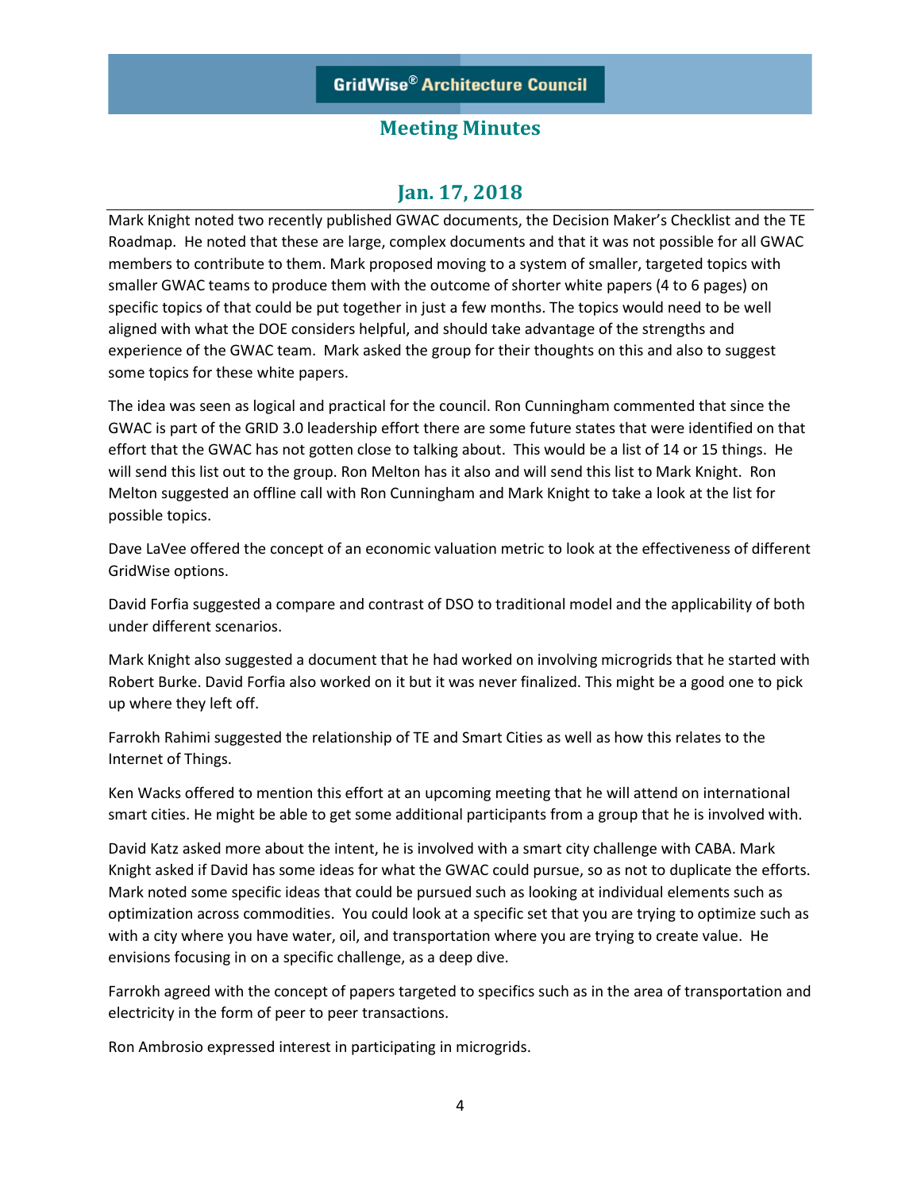# Meeting Minutes

## Jan. 17, 2018

Mark Knight noted two recently published GWAC documents, the Decision Maker's Checklist and the TE Roadmap. He noted that these are large, complex documents and that it was not possible for all GWAC members to contribute to them. Mark proposed moving to a system of smaller, targeted topics with smaller GWAC teams to produce them with the outcome of shorter white papers (4 to 6 pages) on specific topics of that could be put together in just a few months. The topics would need to be well aligned with what the DOE considers helpful, and should take advantage of the strengths and experience of the GWAC team. Mark asked the group for their thoughts on this and also to suggest some topics for these white papers.

The idea was seen as logical and practical for the council. Ron Cunningham commented that since the GWAC is part of the GRID 3.0 leadership effort there are some future states that were identified on that effort that the GWAC has not gotten close to talking about. This would be a list of 14 or 15 things. He will send this list out to the group. Ron Melton has it also and will send this list to Mark Knight. Ron Melton suggested an offline call with Ron Cunningham and Mark Knight to take a look at the list for possible topics.

Dave LaVee offered the concept of an economic valuation metric to look at the effectiveness of different GridWise options.

David Forfia suggested a compare and contrast of DSO to traditional model and the applicability of both under different scenarios.

Mark Knight also suggested a document that he had worked on involving microgrids that he started with Robert Burke. David Forfia also worked on it but it was never finalized. This might be a good one to pick up where they left off.

Farrokh Rahimi suggested the relationship of TE and Smart Cities as well as how this relates to the Internet of Things.

Ken Wacks offered to mention this effort at an upcoming meeting that he will attend on international smart cities. He might be able to get some additional participants from a group that he is involved with.

David Katz asked more about the intent, he is involved with a smart city challenge with CABA. Mark Knight asked if David has some ideas for what the GWAC could pursue, so as not to duplicate the efforts. Mark noted some specific ideas that could be pursued such as looking at individual elements such as optimization across commodities. You could look at a specific set that you are trying to optimize such as with a city where you have water, oil, and transportation where you are trying to create value. He envisions focusing in on a specific challenge, as a deep dive.

Farrokh agreed with the concept of papers targeted to specifics such as in the area of transportation and electricity in the form of peer to peer transactions.

Ron Ambrosio expressed interest in participating in microgrids.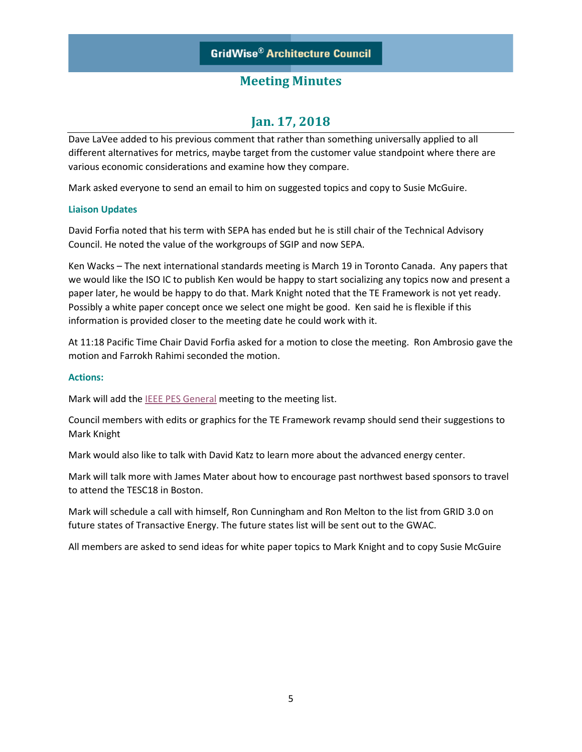# GridWise® Architecture Council

## Meeting Minutes

## Jan. 17, 2018

Dave LaVee added to his previous comment that rather than something universally applied to all different alternatives for metrics, maybe target from the customer value standpoint where there are various economic considerations and examine how they compare.

Mark asked everyone to send an email to him on suggested topics and copy to Susie McGuire.

### Liaison Updates

David Forfia noted that his term with SEPA has ended but he is still chair of the Technical Advisory Council. He noted the value of the workgroups of SGIP and now SEPA.

Ken Wacks – The next international standards meeting is March 19 in Toronto Canada. Any papers that we would like the ISO IC to publish Ken would be happy to start socializing any topics now and present a paper later, he would be happy to do that. Mark Knight noted that the TE Framework is not yet ready. Possibly a white paper concept once we select one might be good. Ken said he is flexible if this information is provided closer to the meeting date he could work with it.

At 11:18 Pacific Time Chair David Forfia asked for a motion to close the meeting. Ron Ambrosio gave the motion and Farrokh Rahimi seconded the motion.

### Actions:

Mark will add the IEEE PES General meeting to the meeting list.

Council members with edits or graphics for the TE Framework revamp should send their suggestions to Mark Knight

Mark would also like to talk with David Katz to learn more about the advanced energy center.

Mark will talk more with James Mater about how to encourage past northwest based sponsors to travel to attend the TESC18 in Boston.

Mark will schedule a call with himself, Ron Cunningham and Ron Melton to the list from GRID 3.0 on future states of Transactive Energy. The future states list will be sent out to the GWAC.

All members are asked to send ideas for white paper topics to Mark Knight and to copy Susie McGuire